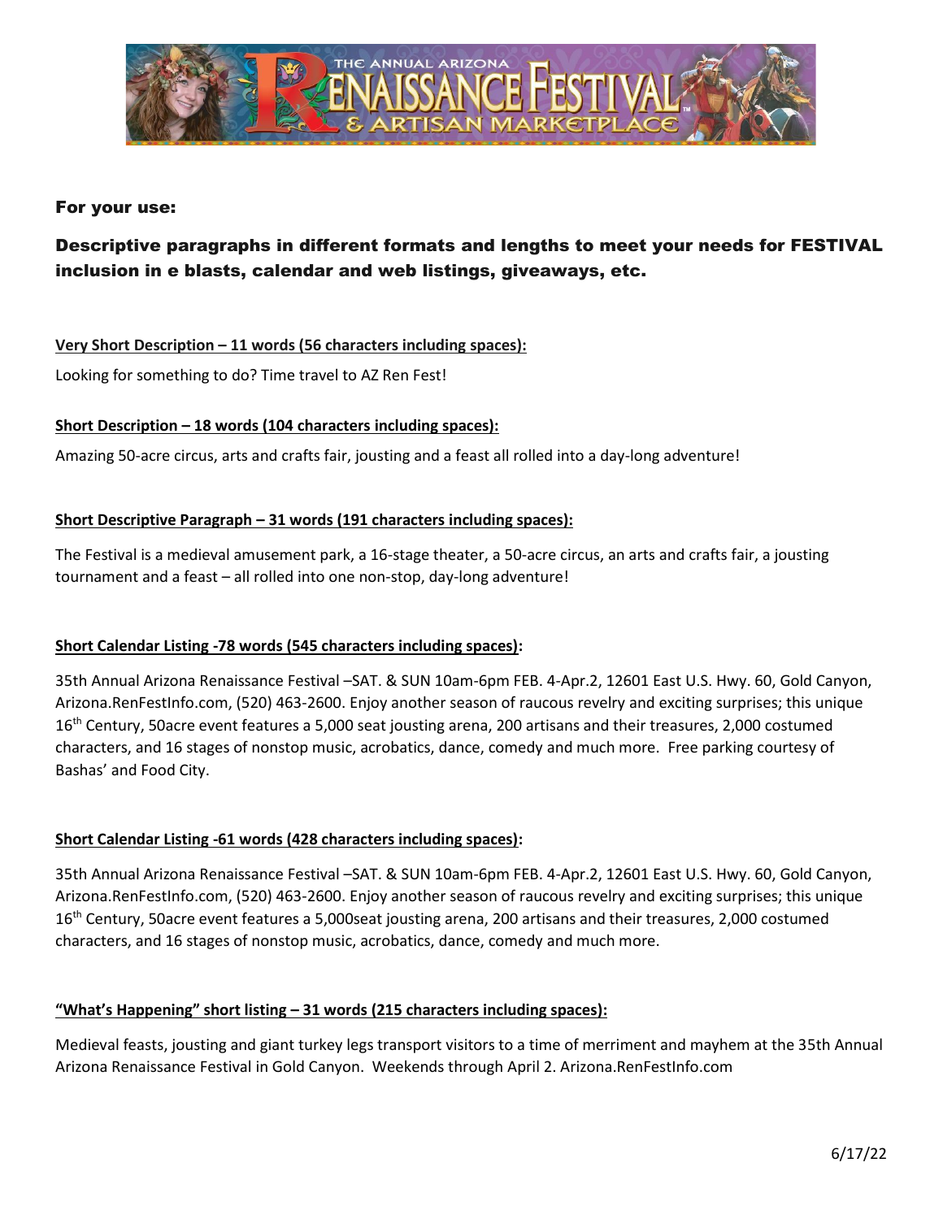## For your use:

### Descriptive paragraphs in different formats and lengths to meet your needs for FESTIVAL inclusion in e blasts, calendar and web listings, giveaways, etc.

**Very Short Description – 11 words (56 characters including spaces):**

Looking for something to do? Time travel to AZ Ren Fest!

**Short Description – 18 words (104 characters including spaces):**

Amazing 50-acre circus, arts and crafts fair, jousting and a feast all rolled into a day-long adventure!

**Short Descriptive Paragraph – 31 words (191 characters including spaces):**

The Festival is a medieval amusement park, a 16-stage theater, a 50-acre circus, an arts and crafts fair, a jousting tournament and a feast – all rolled into one non-stop, day-long adventure!

**Short Calendar Listing -78 words (545 characters including spaces):**

35th Annual Arizona Renaissance Festival –SAT. & SUN 10am-6pm FEB. 4-Apr.2, 12601 East U.S. Hwy. 60, Gold Canyon, Arizona.RenFestInfo.com, (520) 463-2600. Enjoy another season of raucous revelry and exciting surprises; this unique 16th Century, 50acre event features a 5,000 seat jousting arena, 200 artisans and their treasures, 2,000 costumed characters, and 16 stages of nonstop music, acrobatics, dance, comedy and much more. Free parking courtesy of Bashas' and Food City.

**Short Calendar Listing -61 words (428 characters including spaces):**

35th Annual Arizona Renaissance Festival –SAT. & SUN 10am-6pm FEB. 4-Apr.2, 12601 East U.S. Hwy. 60, Gold Canyon, Arizona.RenFestInfo.com, (520) 463-2600. Enjoy another season of raucous revelry and exciting surprises; this unique 16th Century, 50acre event features a 5,000seat jousting arena, 200 artisans and their treasures, 2,000 costumed characters, and 16 stages of nonstop music, acrobatics, dance, comedy and much more.

**"What's Happening" short listing – 31 words (215 characters including spaces):**

Medieval feasts, jousting and giant turkey legs transport visitors to a time of merriment and mayhem at the 35th Annual Arizona Renaissance Festival in Gold Canyon. Weekends through April 2. Arizona.RenFestInfo.com

6/17/22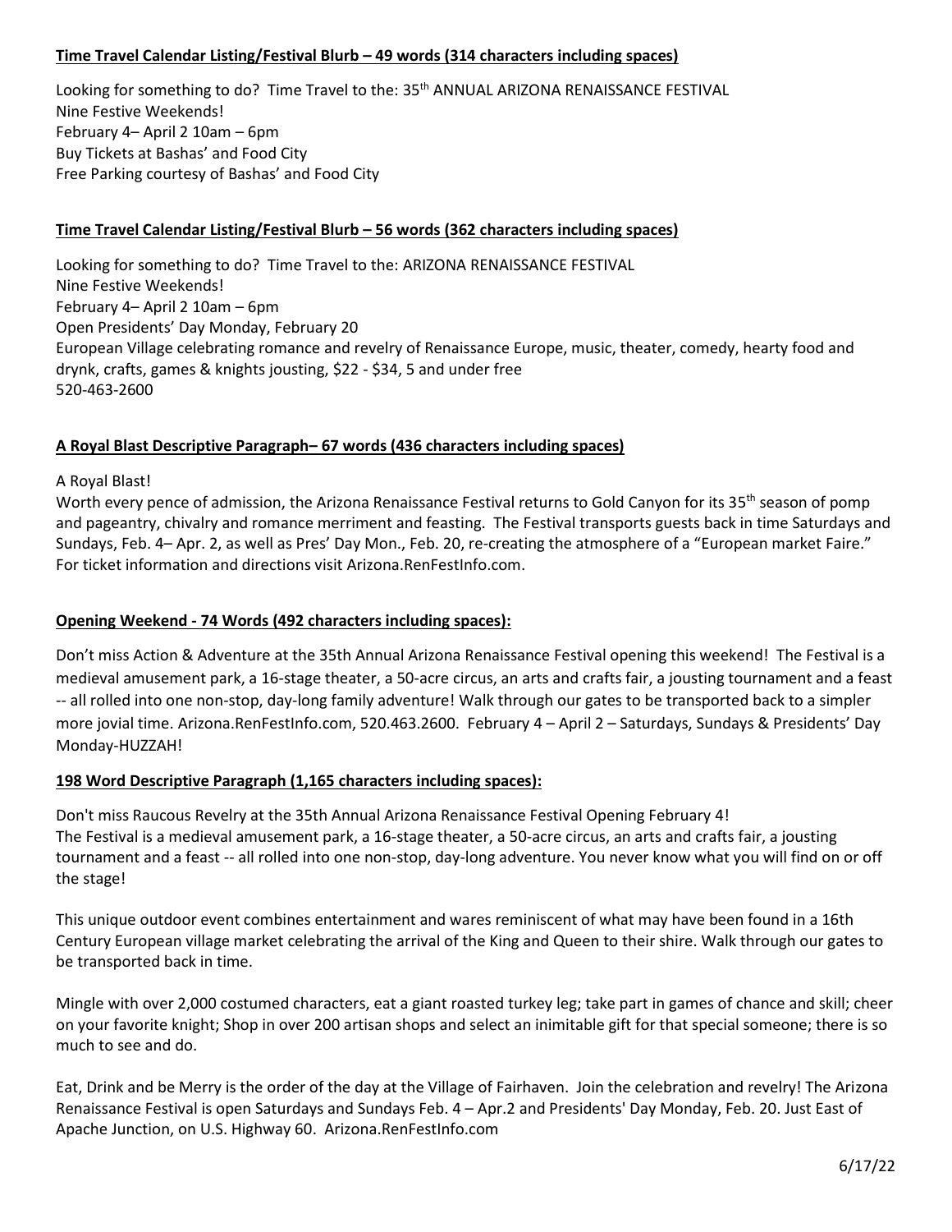**Time Travel Calendar Listing/Festival Blurb – 49 words (314 characters including spaces)**

Looking for something to do? Time Travel to the: 35th ANNUAL ARIZONA RENAISSANCE FESTIVAL
Nine Festive Weekends!
February 4– April 2 10am – 6pm
Buy Tickets at Bashas' and Food City
Free Parking courtesy of Bashas' and Food City

**Time Travel Calendar Listing/Festival Blurb – 56 words (362 characters including spaces)**

Looking for something to do? Time Travel to the: ARIZONA RENAISSANCE FESTIVAL
Nine Festive Weekends!
February 4– April 2 10am – 6pm
Open Presidents' Day Monday, February 20
European Village celebrating romance and revelry of Renaissance Europe, music, theater, comedy, hearty food and drynk, crafts, games & knights jousting, $22 - $34, 5 and under free
520-463-2600

**A Royal Blast Descriptive Paragraph– 67 words (436 characters including spaces)**

A Royal Blast!
Worth every pence of admission, the Arizona Renaissance Festival returns to Gold Canyon for its 35th season of pomp and pageantry, chivalry and romance merriment and feasting. The Festival transports guests back in time Saturdays and Sundays, Feb. 4– Apr. 2, as well as Pres' Day Mon., Feb. 20, re-creating the atmosphere of a "European market Faire." For ticket information and directions visit Arizona.RenFestInfo.com.

**Opening Weekend - 74 Words (492 characters including spaces):**

Don't miss Action & Adventure at the 35th Annual Arizona Renaissance Festival opening this weekend! The Festival is a medieval amusement park, a 16-stage theater, a 50-acre circus, an arts and crafts fair, a jousting tournament and a feast -- all rolled into one non-stop, day-long family adventure! Walk through our gates to be transported back to a simpler more jovial time. Arizona.RenFestInfo.com, 520.463.2600. February 4 – April 2 – Saturdays, Sundays & Presidents' Day Monday-HUZZAH!

**198 Word Descriptive Paragraph (1,165 characters including spaces):**

Don't miss Raucous Revelry at the 35th Annual Arizona Renaissance Festival Opening February 4!
The Festival is a medieval amusement park, a 16-stage theater, a 50-acre circus, an arts and crafts fair, a jousting tournament and a feast -- all rolled into one non-stop, day-long adventure. You never know what you will find on or off the stage!

This unique outdoor event combines entertainment and wares reminiscent of what may have been found in a 16th Century European village market celebrating the arrival of the King and Queen to their shire. Walk through our gates to be transported back in time.

Mingle with over 2,000 costumed characters, eat a giant roasted turkey leg; take part in games of chance and skill; cheer on your favorite knight; Shop in over 200 artisan shops and select an inimitable gift for that special someone; there is so much to see and do.

Eat, Drink and be Merry is the order of the day at the Village of Fairhaven. Join the celebration and revelry! The Arizona Renaissance Festival is open Saturdays and Sundays Feb. 4 – Apr.2 and Presidents' Day Monday, Feb. 20. Just East of Apache Junction, on U.S. Highway 60. Arizona.RenFestInfo.com

6/17/22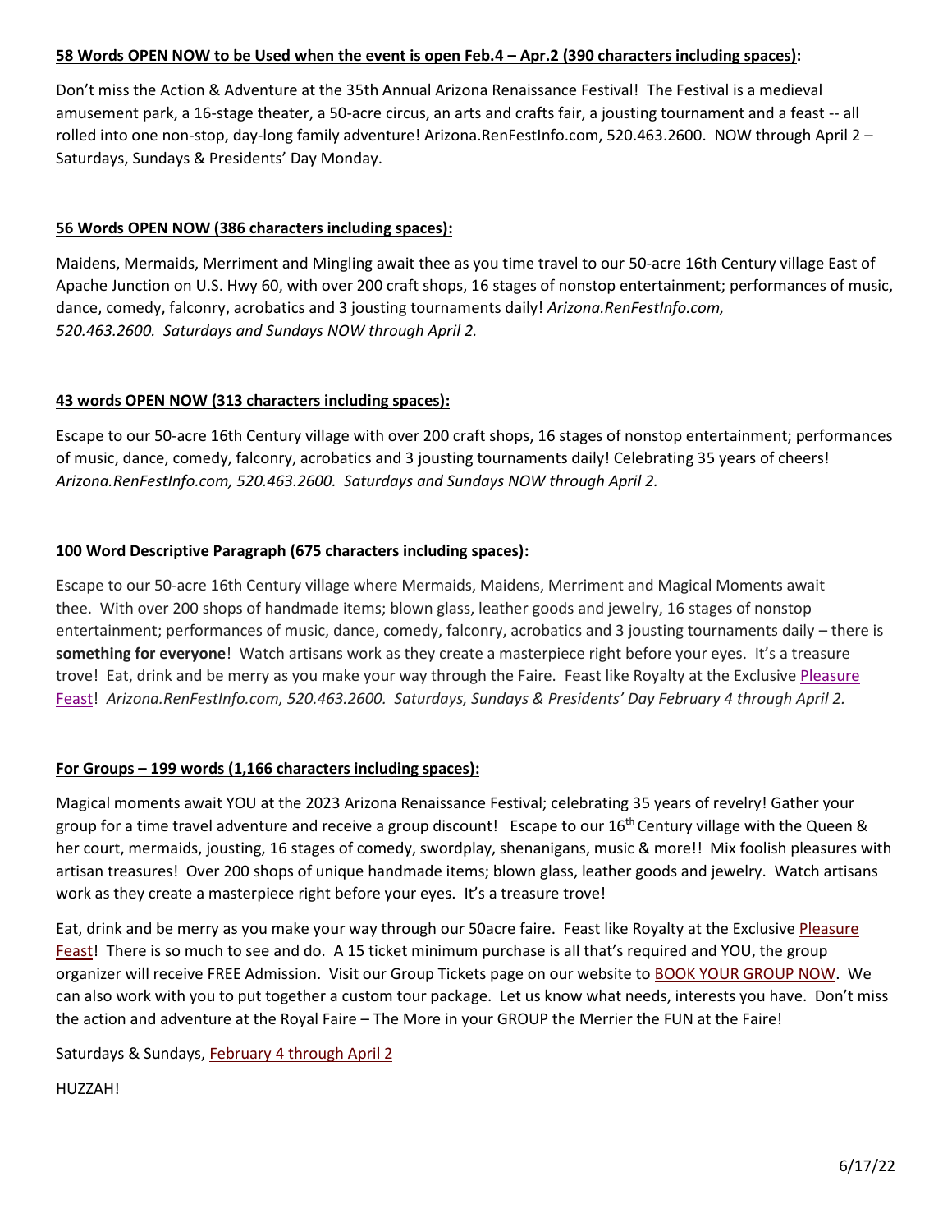**58 Words OPEN NOW to be Used when the event is open Feb.4 – Apr.2 (390 characters including spaces):**

Don't miss the Action & Adventure at the 35th Annual Arizona Renaissance Festival! The Festival is a medieval amusement park, a 16-stage theater, a 50-acre circus, an arts and crafts fair, a jousting tournament and a feast -- all rolled into one non-stop, day-long family adventure! Arizona.RenFestInfo.com, 520.463.2600. NOW through April 2 – Saturdays, Sundays & Presidents' Day Monday.

**56 Words OPEN NOW (386 characters including spaces):**

Maidens, Mermaids, Merriment and Mingling await thee as you time travel to our 50-acre 16th Century village East of Apache Junction on U.S. Hwy 60, with over 200 craft shops, 16 stages of nonstop entertainment; performances of music, dance, comedy, falconry, acrobatics and 3 jousting tournaments daily! *Arizona.RenFestInfo.com, 520.463.2600. Saturdays and Sundays NOW through April 2.*

**43 words OPEN NOW (313 characters including spaces):**

Escape to our 50-acre 16th Century village with over 200 craft shops, 16 stages of nonstop entertainment; performances of music, dance, comedy, falconry, acrobatics and 3 jousting tournaments daily! Celebrating 35 years of cheers! *Arizona.RenFestInfo.com, 520.463.2600. Saturdays and Sundays NOW through April 2.*

**100 Word Descriptive Paragraph (675 characters including spaces):**

Escape to our 50-acre 16th Century village where Mermaids, Maidens, Merriment and Magical Moments await thee. With over 200 shops of handmade items; blown glass, leather goods and jewelry, 16 stages of nonstop entertainment; performances of music, dance, comedy, falconry, acrobatics and 3 jousting tournaments daily – there is **something for everyone**! Watch artisans work as they create a masterpiece right before your eyes. It's a treasure trove! Eat, drink and be merry as you make your way through the Faire. Feast like Royalty at the Exclusive Pleasure Feast! *Arizona.RenFestInfo.com, 520.463.2600. Saturdays, Sundays & Presidents' Day February 4 through April 2.*

**For Groups – 199 words (1,166 characters including spaces):**

Magical moments await YOU at the 2023 Arizona Renaissance Festival; celebrating 35 years of revelry! Gather your group for a time travel adventure and receive a group discount! Escape to our 16th Century village with the Queen & her court, mermaids, jousting, 16 stages of comedy, swordplay, shenanigans, music & more!! Mix foolish pleasures with artisan treasures! Over 200 shops of unique handmade items; blown glass, leather goods and jewelry. Watch artisans work as they create a masterpiece right before your eyes. It's a treasure trove!

Eat, drink and be merry as you make your way through our 50acre faire. Feast like Royalty at the Exclusive Pleasure Feast! There is so much to see and do. A 15 ticket minimum purchase is all that's required and YOU, the group organizer will receive FREE Admission. Visit our Group Tickets page on our website to BOOK YOUR GROUP NOW. We can also work with you to put together a custom tour package. Let us know what needs, interests you have. Don't miss the action and adventure at the Royal Faire – The More in your GROUP the Merrier the FUN at the Faire!

Saturdays & Sundays, February 4 through April 2

HUZZAH!

6/17/22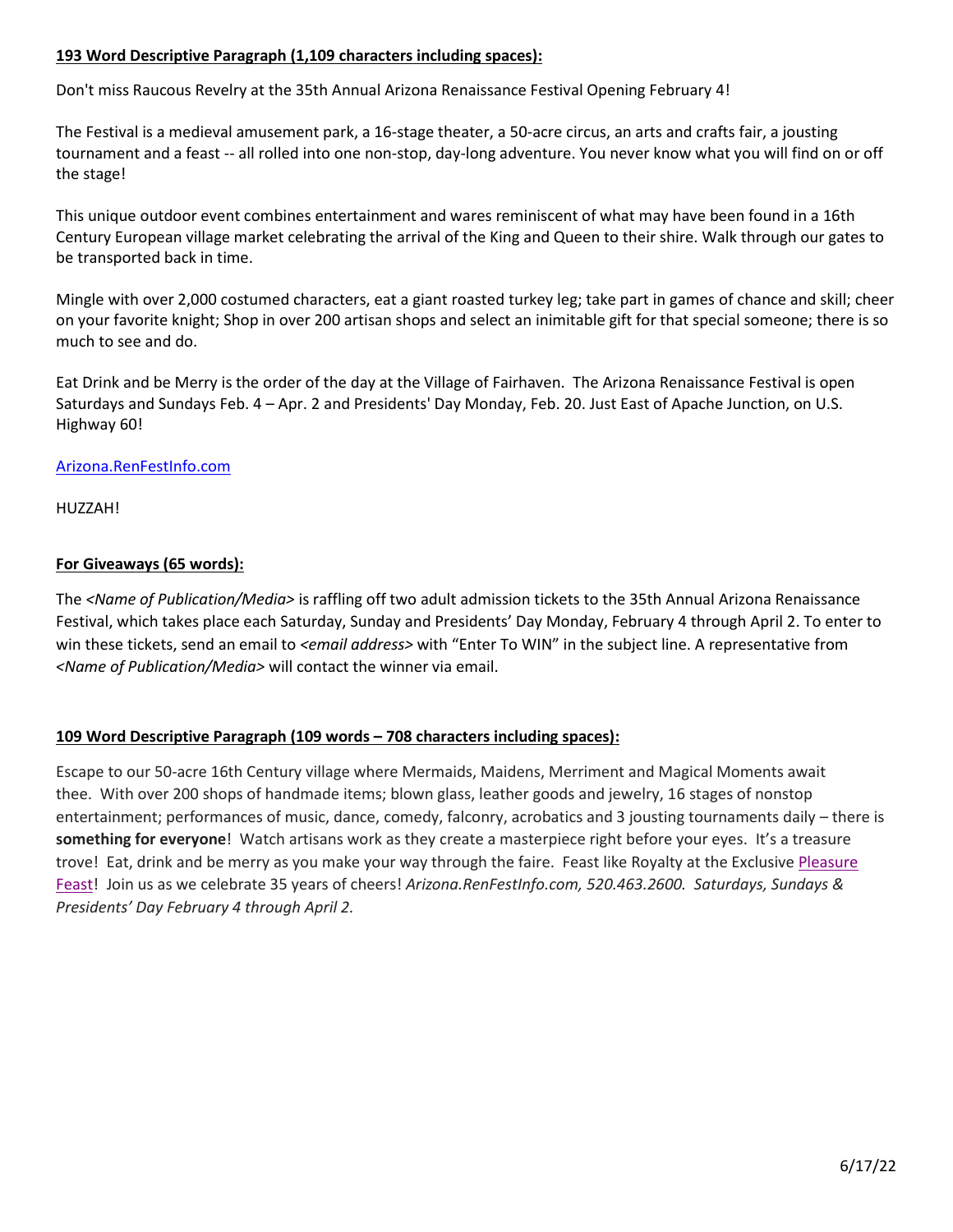**193 Word Descriptive Paragraph (1,109 characters including spaces):**

Don't miss Raucous Revelry at the 35th Annual Arizona Renaissance Festival Opening February 4!

The Festival is a medieval amusement park, a 16-stage theater, a 50-acre circus, an arts and crafts fair, a jousting tournament and a feast -- all rolled into one non-stop, day-long adventure. You never know what you will find on or off the stage!

This unique outdoor event combines entertainment and wares reminiscent of what may have been found in a 16th Century European village market celebrating the arrival of the King and Queen to their shire. Walk through our gates to be transported back in time.

Mingle with over 2,000 costumed characters, eat a giant roasted turkey leg; take part in games of chance and skill; cheer on your favorite knight; Shop in over 200 artisan shops and select an inimitable gift for that special someone; there is so much to see and do.

Eat Drink and be Merry is the order of the day at the Village of Fairhaven. The Arizona Renaissance Festival is open Saturdays and Sundays Feb. 4 – Apr. 2 and Presidents' Day Monday, Feb. 20. Just East of Apache Junction, on U.S. Highway 60!

Arizona.RenFestInfo.com

HUZZAH!

**For Giveaways (65 words):**

The <*Name of Publication/Media*> is raffling off two adult admission tickets to the 35th Annual Arizona Renaissance Festival, which takes place each Saturday, Sunday and Presidents' Day Monday, February 4 through April 2. To enter to win these tickets, send an email to <*email address*> with "Enter To WIN" in the subject line. A representative from <*Name of Publication/Media*> will contact the winner via email.

**109 Word Descriptive Paragraph (109 words – 708 characters including spaces):**

Escape to our 50-acre 16th Century village where Mermaids, Maidens, Merriment and Magical Moments await thee. With over 200 shops of handmade items; blown glass, leather goods and jewelry, 16 stages of nonstop entertainment; performances of music, dance, comedy, falconry, acrobatics and 3 jousting tournaments daily – there is **something for everyone**! Watch artisans work as they create a masterpiece right before your eyes. It's a treasure trove! Eat, drink and be merry as you make your way through the faire. Feast like Royalty at the Exclusive Pleasure Feast! Join us as we celebrate 35 years of cheers! *Arizona.RenFestInfo.com, 520.463.2600. Saturdays, Sundays & Presidents' Day February 4 through April 2.*

6/17/22